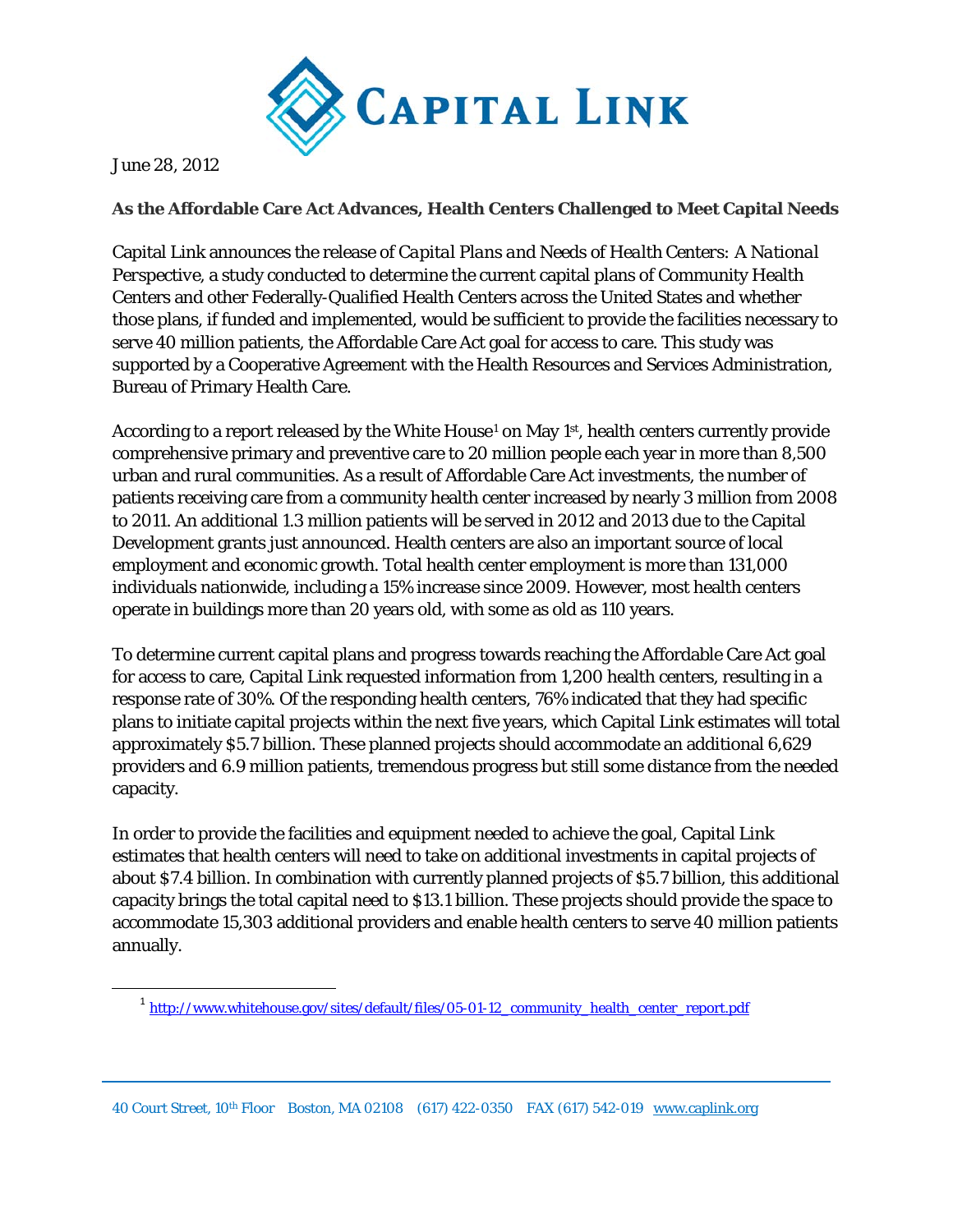June 28, 2012

**As the Affordable Care Act Advances, Health Centers Challenged to Meet Capital Needs**

Capital Link announces the release of *Capital Plans and Needs of Health Centers: A National Perspective*, a study conducted to determine the current capital plans of Community Health Centers and other Federally-Qualified Health Centers across the United States and whether those plans, if funded and implemented, would be sufficient to provide the facilities necessary to serve 40 million patients, the Affordable Care Act goal for access to care. This study was supported by a Cooperative Agreement with the Health Resources and Services Administration, Bureau of Primary Health Care.

According to a report released by the White House[1] on May 1st, health centers currently provide comprehensive primary and preventive care to 20 million people each year in more than 8,500 urban and rural communities. As a result of Affordable Care Act investments, the number of patients receiving care from a community health center increased by nearly 3 million from 2008 to 2011. An additional 1.3 million patients will be served in 2012 and 2013 due to the Capital Development grants just announced. Health centers are also an important source of local employment and economic growth. Total health center employment is more than 131,000 individuals nationwide, including a 15% increase since 2009. However, most health centers operate in buildings more than 20 years old, with some as old as 110 years.

To determine current capital plans and progress towards reaching the Affordable Care Act goal for access to care, Capital Link requested information from 1,200 health centers, resulting in a response rate of 30%. Of the responding health centers, 76% indicated that they had specific plans to initiate capital projects within the next five years, which Capital Link estimates will total approximately $5.7 billion. These planned projects should accommodate an additional 6,629 providers and 6.9 million patients, tremendous progress but still some distance from the needed capacity.

In order to provide the facilities and equipment needed to achieve the goal, Capital Link estimates that health centers will need to take on additional investments in capital projects of about $7.4 billion. In combination with currently planned projects of $5.7 billion, this additional capacity brings the total capital need to $13.1 billion. These projects should provide the space to accommodate 15,303 additional providers and enable health centers to serve 40 million patients annually.

[1] http://www.whitehouse.gov/sites/default/files/05-01-12_community_health_center_report.pdf

40 Court Street, 10th Floor Boston, MA 02108 (617) 422-0350 FAX (617) 542-019 www.caplink.org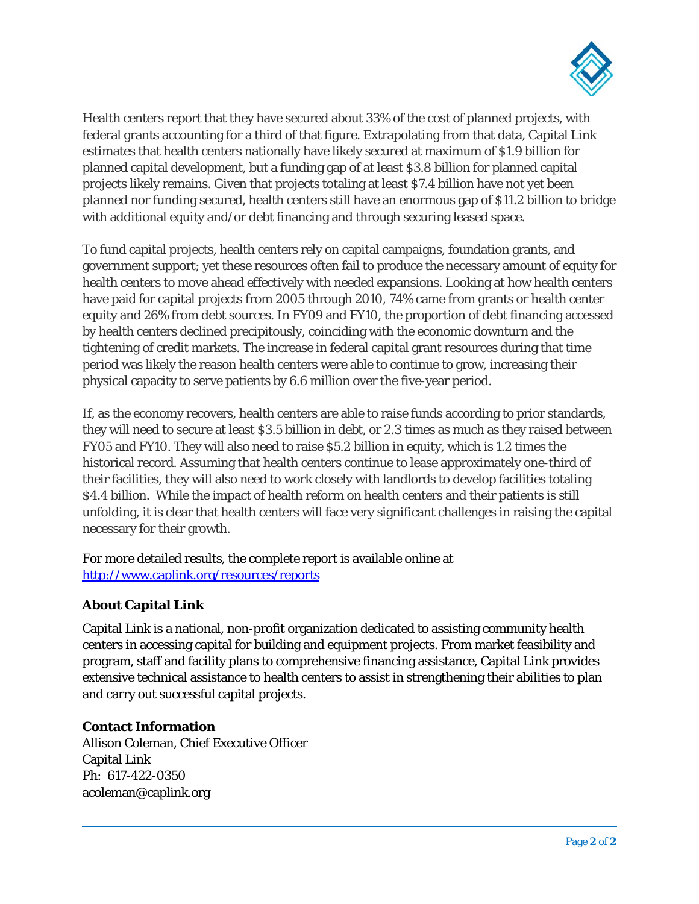Health centers report that they have secured about 33% of the cost of planned projects, with federal grants accounting for a third of that figure. Extrapolating from that data, Capital Link estimates that health centers nationally have likely secured at maximum of $1.9 billion for planned capital development, but a funding gap of at least $3.8 billion for planned capital projects likely remains. Given that projects totaling at least $7.4 billion have not yet been planned nor funding secured, health centers still have an enormous gap of $11.2 billion to bridge with additional equity and/or debt financing and through securing leased space.

To fund capital projects, health centers rely on capital campaigns, foundation grants, and government support; yet these resources often fail to produce the necessary amount of equity for health centers to move ahead effectively with needed expansions. Looking at how health centers have paid for capital projects from 2005 through 2010, 74% came from grants or health center equity and 26% from debt sources. In FY09 and FY10, the proportion of debt financing accessed by health centers declined precipitously, coinciding with the economic downturn and the tightening of credit markets. The increase in federal capital grant resources during that time period was likely the reason health centers were able to continue to grow, increasing their physical capacity to serve patients by 6.6 million over the five-year period.

If, as the economy recovers, health centers are able to raise funds according to prior standards, they will need to secure at least $3.5 billion in debt, or 2.3 times as much as they raised between FY05 and FY10. They will also need to raise $5.2 billion in equity, which is 1.2 times the historical record. Assuming that health centers continue to lease approximately one-third of their facilities, they will also need to work closely with landlords to develop facilities totaling $4.4 billion. While the impact of health reform on health centers and their patients is still unfolding, it is clear that health centers will face very significant challenges in raising the capital necessary for their growth.

For more detailed results, the complete report is available online at
http://www.caplink.org/resources/reports

**About Capital Link**

Capital Link is a national, non-profit organization dedicated to assisting community health centers in accessing capital for building and equipment projects. From market feasibility and program, staff and facility plans to comprehensive financing assistance, Capital Link provides extensive technical assistance to health centers to assist in strengthening their abilities to plan and carry out successful capital projects.

**Contact Information**
Allison Coleman, Chief Executive Officer
Capital Link
Ph: 617-422-0350
acoleman@caplink.org